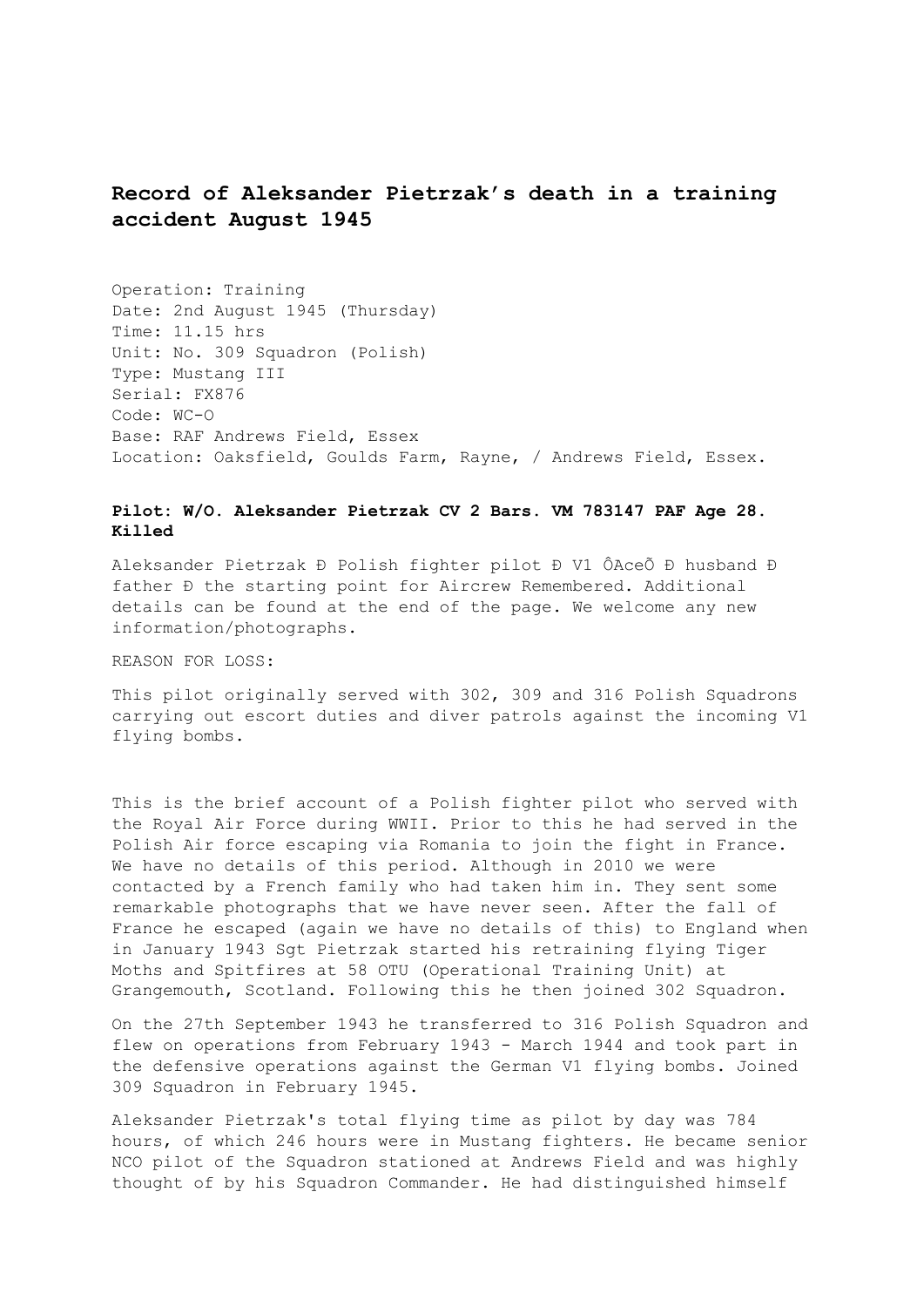# Record of Aleksander Pietrzak's death in a training accident August 1945

Operation: Training
Date: 2nd August 1945 (Thursday)
Time: 11.15 hrs
Unit: No. 309 Squadron (Polish)
Type: Mustang III
Serial: FX876
Code: WC-O
Base: RAF Andrews Field, Essex
Location: Oaksfield, Goulds Farm, Rayne, / Andrews Field, Essex.

**Pilot: W/O. Aleksander Pietrzak CV 2 Bars. VM 783147 PAF Age 28. Killed**

Aleksander Pietrzak Ð Polish fighter pilot Ð V1 ÔAceÕ Ð husband Ð father Ð the starting point for Aircrew Remembered. Additional details can be found at the end of the page. We welcome any new information/photographs.

REASON FOR LOSS:

This pilot originally served with 302, 309 and 316 Polish Squadrons carrying out escort duties and diver patrols against the incoming V1 flying bombs.

This is the brief account of a Polish fighter pilot who served with the Royal Air Force during WWII. Prior to this he had served in the Polish Air force escaping via Romania to join the fight in France. We have no details of this period. Although in 2010 we were contacted by a French family who had taken him in. They sent some remarkable photographs that we have never seen. After the fall of France he escaped (again we have no details of this) to England when in January 1943 Sgt Pietrzak started his retraining flying Tiger Moths and Spitfires at 58 OTU (Operational Training Unit) at Grangemouth, Scotland. Following this he then joined 302 Squadron.

On the 27th September 1943 he transferred to 316 Polish Squadron and flew on operations from February 1943 - March 1944 and took part in the defensive operations against the German V1 flying bombs. Joined 309 Squadron in February 1945.

Aleksander Pietrzak's total flying time as pilot by day was 784 hours, of which 246 hours were in Mustang fighters. He became senior NCO pilot of the Squadron stationed at Andrews Field and was highly thought of by his Squadron Commander. He had distinguished himself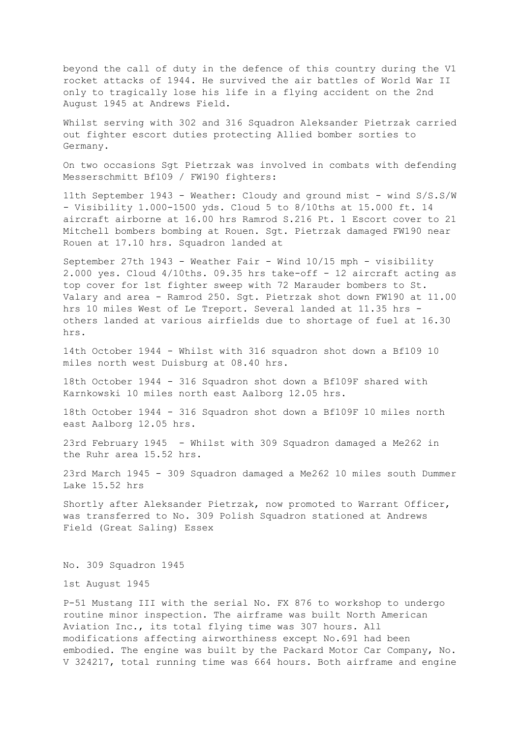beyond the call of duty in the defence of this country during the V1 rocket attacks of 1944. He survived the air battles of World War II only to tragically lose his life in a flying accident on the 2nd August 1945 at Andrews Field.

Whilst serving with 302 and 316 Squadron Aleksander Pietrzak carried out fighter escort duties protecting Allied bomber sorties to Germany.

On two occasions Sgt Pietrzak was involved in combats with defending Messerschmitt Bf109 / FW190 fighters:

11th September 1943 - Weather: Cloudy and ground mist - wind S/S.S/W - Visibility 1.000-1500 yds. Cloud 5 to 8/10ths at 15.000 ft. 14 aircraft airborne at 16.00 hrs Ramrod S.216 Pt. 1 Escort cover to 21 Mitchell bombers bombing at Rouen. Sgt. Pietrzak damaged FW190 near Rouen at 17.10 hrs. Squadron landed at

September 27th 1943 - Weather Fair - Wind 10/15 mph - visibility 2.000 yes. Cloud 4/10ths. 09.35 hrs take-off - 12 aircraft acting as top cover for 1st fighter sweep with 72 Marauder bombers to St. Valary and area - Ramrod 250. Sgt. Pietrzak shot down FW190 at 11.00 hrs 10 miles West of Le Treport. Several landed at 11.35 hrs - others landed at various airfields due to shortage of fuel at 16.30 hrs.

14th October 1944 - Whilst with 316 squadron shot down a Bf109 10 miles north west Duisburg at 08.40 hrs.

18th October 1944 - 316 Squadron shot down a Bf109F shared with Karnkowski 10 miles north east Aalborg 12.05 hrs.

18th October 1944 - 316 Squadron shot down a Bf109F 10 miles north east Aalborg 12.05 hrs.

23rd February 1945 - Whilst with 309 Squadron damaged a Me262 in the Ruhr area 15.52 hrs.

23rd March 1945 - 309 Squadron damaged a Me262 10 miles south Dummer Lake 15.52 hrs

Shortly after Aleksander Pietrzak, now promoted to Warrant Officer, was transferred to No. 309 Polish Squadron stationed at Andrews Field (Great Saling) Essex

No. 309 Squadron 1945

1st August 1945

P-51 Mustang III with the serial No. FX 876 to workshop to undergo routine minor inspection. The airframe was built North American Aviation Inc., its total flying time was 307 hours. All modifications affecting airworthiness except No.691 had been embodied. The engine was built by the Packard Motor Car Company, No. V 324217, total running time was 664 hours. Both airframe and engine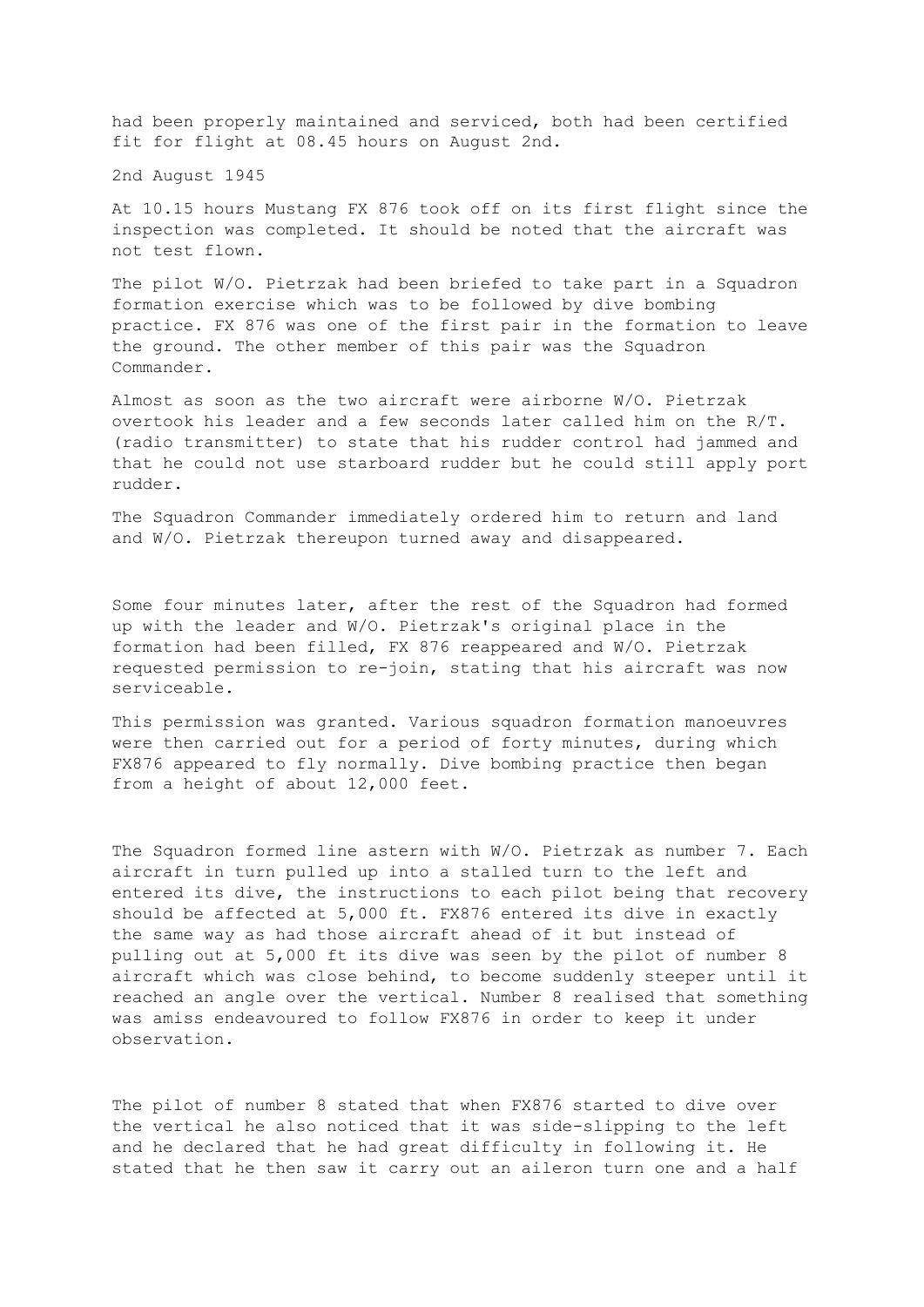had been properly maintained and serviced, both had been certified fit for flight at 08.45 hours on August 2nd.

2nd August 1945

At 10.15 hours Mustang FX 876 took off on its first flight since the inspection was completed. It should be noted that the aircraft was not test flown.

The pilot W/O. Pietrzak had been briefed to take part in a Squadron formation exercise which was to be followed by dive bombing practice. FX 876 was one of the first pair in the formation to leave the ground. The other member of this pair was the Squadron Commander.

Almost as soon as the two aircraft were airborne W/O. Pietrzak overtook his leader and a few seconds later called him on the R/T. (radio transmitter) to state that his rudder control had jammed and that he could not use starboard rudder but he could still apply port rudder.

The Squadron Commander immediately ordered him to return and land and W/O. Pietrzak thereupon turned away and disappeared.

Some four minutes later, after the rest of the Squadron had formed up with the leader and W/O. Pietrzak's original place in the formation had been filled, FX 876 reappeared and W/O. Pietrzak requested permission to re-join, stating that his aircraft was now serviceable.

This permission was granted. Various squadron formation manoeuvres were then carried out for a period of forty minutes, during which FX876 appeared to fly normally. Dive bombing practice then began from a height of about 12,000 feet.

The Squadron formed line astern with W/O. Pietrzak as number 7. Each aircraft in turn pulled up into a stalled turn to the left and entered its dive, the instructions to each pilot being that recovery should be affected at 5,000 ft. FX876 entered its dive in exactly the same way as had those aircraft ahead of it but instead of pulling out at 5,000 ft its dive was seen by the pilot of number 8 aircraft which was close behind, to become suddenly steeper until it reached an angle over the vertical. Number 8 realised that something was amiss endeavoured to follow FX876 in order to keep it under observation.

The pilot of number 8 stated that when FX876 started to dive over the vertical he also noticed that it was side-slipping to the left and he declared that he had great difficulty in following it. He stated that he then saw it carry out an aileron turn one and a half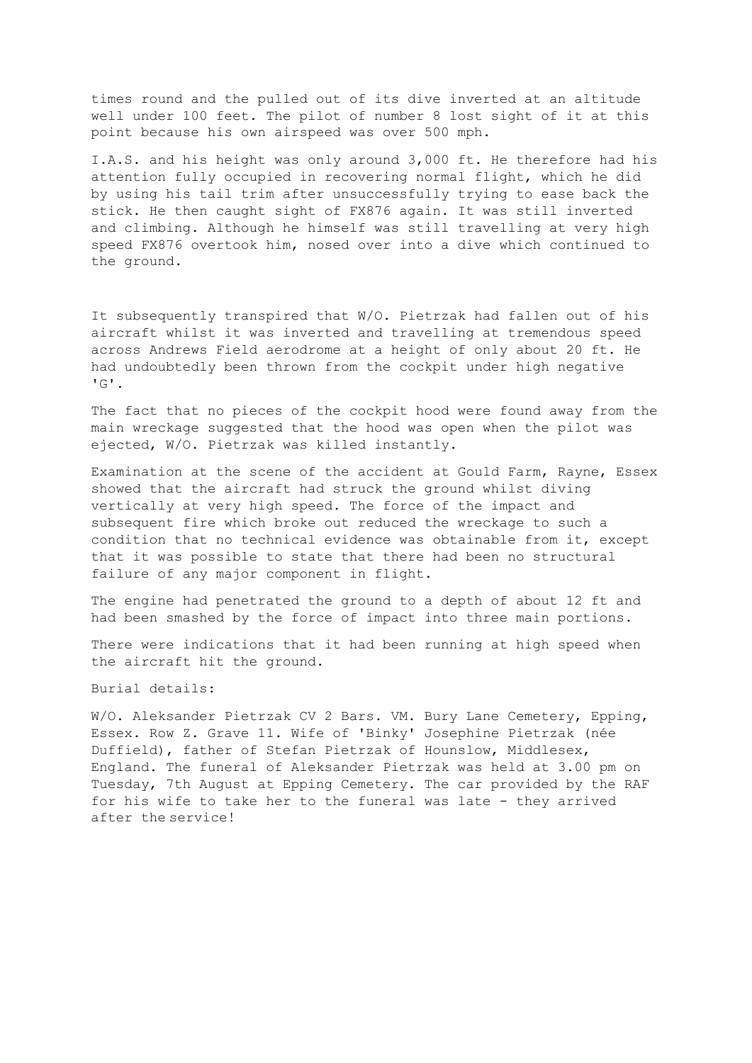times round and the pulled out of its dive inverted at an altitude well under 100 feet. The pilot of number 8 lost sight of it at this point because his own airspeed was over 500 mph.

I.A.S. and his height was only around 3,000 ft. He therefore had his attention fully occupied in recovering normal flight, which he did by using his tail trim after unsuccessfully trying to ease back the stick. He then caught sight of FX876 again. It was still inverted and climbing. Although he himself was still travelling at very high speed FX876 overtook him, nosed over into a dive which continued to the ground.

It subsequently transpired that W/O. Pietrzak had fallen out of his aircraft whilst it was inverted and travelling at tremendous speed across Andrews Field aerodrome at a height of only about 20 ft. He had undoubtedly been thrown from the cockpit under high negative 'G'.

The fact that no pieces of the cockpit hood were found away from the main wreckage suggested that the hood was open when the pilot was ejected, W/O. Pietrzak was killed instantly.

Examination at the scene of the accident at Gould Farm, Rayne, Essex showed that the aircraft had struck the ground whilst diving vertically at very high speed. The force of the impact and subsequent fire which broke out reduced the wreckage to such a condition that no technical evidence was obtainable from it, except that it was possible to state that there had been no structural failure of any major component in flight.

The engine had penetrated the ground to a depth of about 12 ft and had been smashed by the force of impact into three main portions.

There were indications that it had been running at high speed when the aircraft hit the ground.

Burial details:

W/O. Aleksander Pietrzak CV 2 Bars. VM. Bury Lane Cemetery, Epping, Essex. Row Z. Grave 11. Wife of 'Binky' Josephine Pietrzak (née Duffield), father of Stefan Pietrzak of Hounslow, Middlesex, England. The funeral of Aleksander Pietrzak was held at 3.00 pm on Tuesday, 7th August at Epping Cemetery. The car provided by the RAF for his wife to take her to the funeral was late - they arrived after the service!